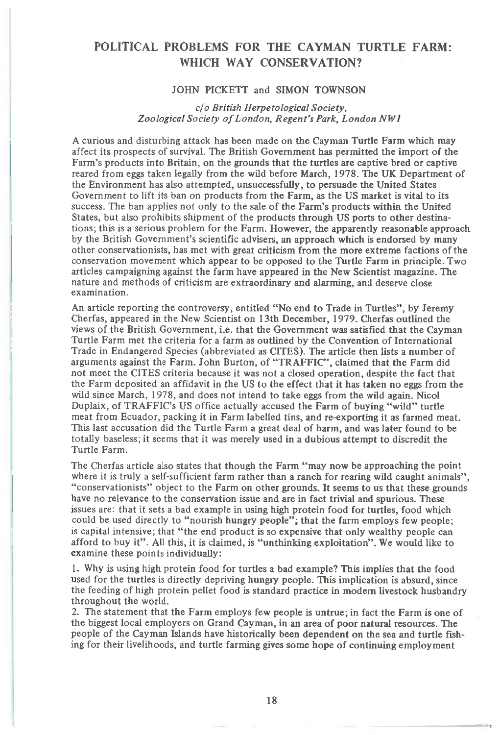# POLITICAL PROBLEMS FOR THE CAYMAN TURTLE FARM: WHICH WAY CONSERVATION?

JOHN PICKETT and SIMON TOWNSON

*c/o British Herpetological Society, Zoological Society of London, Regent's Park, London NW1*

A curious and disturbing attack has been made on the Cayman Turtle Farm which may affect its prospects of survival. The British Government has permitted the import of the Farm's products into Britain, on the grounds that the turtles are captive bred or captive reared from eggs taken legally from the wild before March, 1978. The UK Department of the Environment has also attempted, unsuccessfully, to persuade the United States Government to lift its ban on products from the Farm, as the US market is vital to its success. The ban applies not only to the sale of the Farm's products within the United States, but also prohibits shipment of the products through US ports to other destinations; this is a serious problem for the Farm. However, the apparently reasonable approach by the British Government's scientific advisers, an approach which is endorsed by many other conservationists, has met with great criticism from the more extreme factions of the conservation movement which appear to be opposed to the Turtle Farm in principle. Two articles campaigning against the farm have appeared in the New Scientist magazine. The nature and methods of criticism are extraordinary and alarming, and deserve close examination.

An article reporting the controversy, entitled "No end to Trade in Turtles", by Jeremy Cherfas, appeared in the New Scientist on 13th December, 1979. Cherfas outlined the views of the British Government, i.e. that the Government was satisfied that the Cayman Turtle Farm met the criteria for a farm as outlined by the Convention of International Trade in Endangered Species (abbreviated as CITES). The article then lists a number of arguments against the Farm. John Burton, of "TRAFFIC", claimed that the Farm did not meet the CITES criteria because it was not a closed operation, despite the fact that the Farm deposited an affidavit in the US to the effect that it has taken no eggs from the wild since March, 1978, and does not intend to take eggs from the wild again. Nicol Duplaix, of TRAFFIC's US office actually accused the Farm of buying "wild" turtle meat from Ecuador, packing it in Farm labelled tins, and re-exporting it as farmed meat. This last accusation did the Turtle Farm a great deal of harm, and was later found to be totally baseless; it seems that it was merely used in a dubious attempt to discredit the Turtle Farm.

The Cherfas article also states that though the Farm "may now be approaching the point where it is truly a self-sufficient farm rather than a ranch for rearing wild caught animals", "conservationists" object to the Farm on other grounds. It seems to us that these grounds have no relevance to the conservation issue and are in fact trivial and spurious. These issues are: that it sets a bad example in using high protein food for turtles, food which could be used directly to "nourish hungry people"; that the farm employs few people; is capital intensive; that "the end product is so expensive that only wealthy people can afford to buy it". All this, it is claimed, is "unthinking exploitation". We would like to examine these points individually:

1. Why is using high protein food for turtles a bad example? This implies that the food used for the turtles is directly depriving hungry people. This implication is absurd, since the feeding of high protein pellet food is standard practice in modern livestock husbandry throughout the world.
2. The statement that the Farm employs few people is untrue; in fact the Farm is one of the biggest local employers on Grand Cayman, in an area of poor natural resources. The people of the Cayman Islands have historically been dependent on the sea and turtle fishing for their livelihoods, and turtle farming gives some hope of continuing employment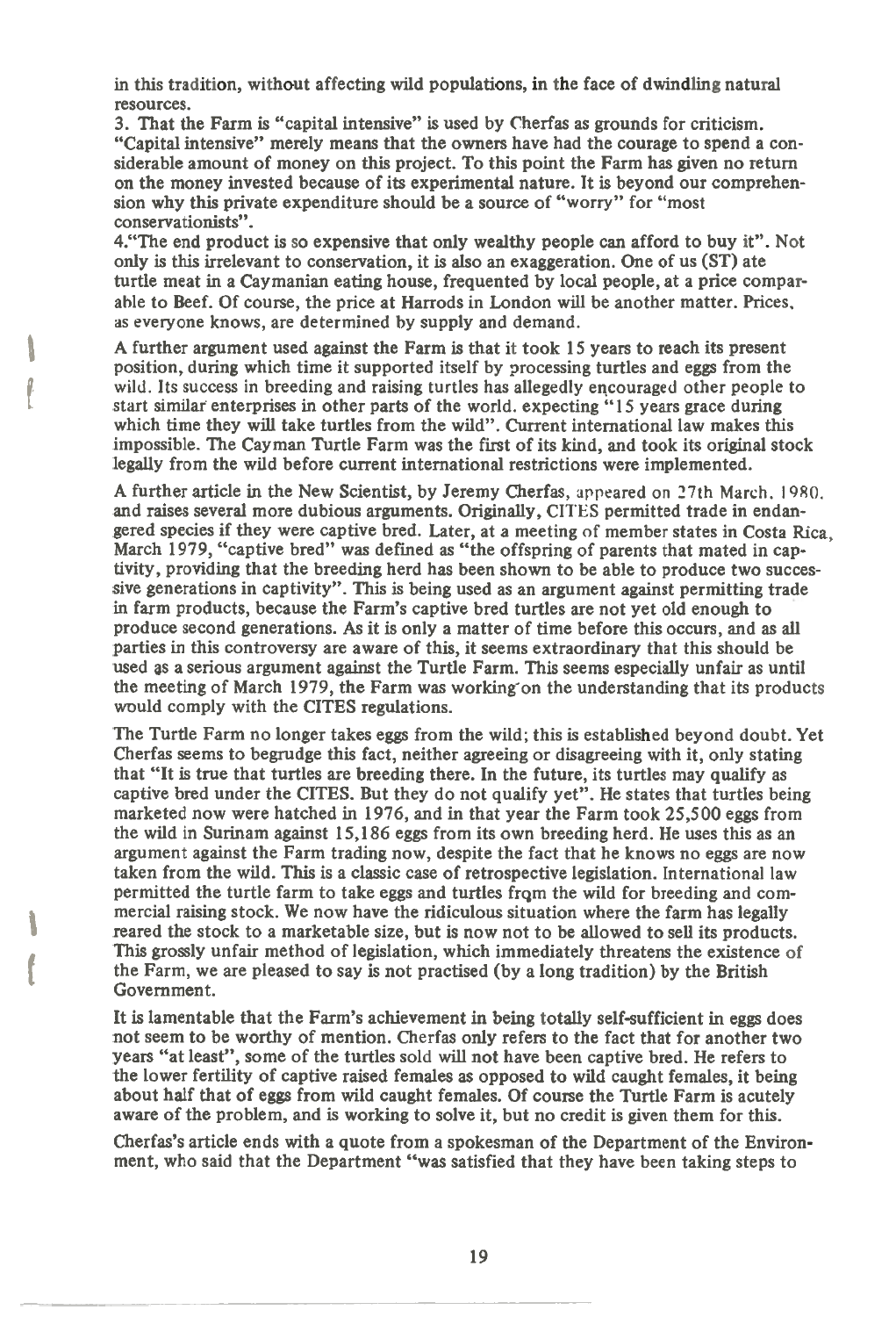in this tradition, without affecting wild populations, in the face of dwindling natural resources.

3. That the Farm is "capital intensive" is used by Cherfas as grounds for criticism. "Capital intensive" merely means that the owners have had the courage to spend a considerable amount of money on this project. To this point the Farm has given no return on the money invested because of its experimental nature. It is beyond our comprehension why this private expenditure should be a source of "worry" for "most conservationists".

4. "The end product is so expensive that only wealthy people can afford to buy it". Not only is this irrelevant to conservation, it is also an exaggeration. One of us (ST) ate turtle meat in a Caymanian eating house, frequented by local people, at a price comparable to Beef. Of course, the price at Harrods in London will be another matter. Prices, as everyone knows, are determined by supply and demand.

A further argument used against the Farm is that it took 15 years to reach its present position, during which time it supported itself by processing turtles and eggs from the wild. Its success in breeding and raising turtles has allegedly encouraged other people to start similar enterprises in other parts of the world, expecting "15 years grace during which time they will take turtles from the wild". Current international law makes this impossible. The Cayman Turtle Farm was the first of its kind, and took its original stock legally from the wild before current international restrictions were implemented.

A further article in the New Scientist, by Jeremy Cherfas, appeared on 27th March, 1980, and raises several more dubious arguments. Originally, CITES permitted trade in endangered species if they were captive bred. Later, at a meeting of member states in Costa Rica, March 1979, "captive bred" was defined as "the offspring of parents that mated in captivity, providing that the breeding herd has been shown to be able to produce two successive generations in captivity". This is being used as an argument against permitting trade in farm products, because the Farm's captive bred turtles are not yet old enough to produce second generations. As it is only a matter of time before this occurs, and as all parties in this controversy are aware of this, it seems extraordinary that this should be used as a serious argument against the Turtle Farm. This seems especially unfair as until the meeting of March 1979, the Farm was working on the understanding that its products would comply with the CITES regulations.

The Turtle Farm no longer takes eggs from the wild; this is established beyond doubt. Yet Cherfas seems to begrudge this fact, neither agreeing or disagreeing with it, only stating that "It is true that turtles are breeding there. In the future, its turtles may qualify as captive bred under the CITES. But they do not qualify yet". He states that turtles being marketed now were hatched in 1976, and in that year the Farm took 25,500 eggs from the wild in Surinam against 15,186 eggs from its own breeding herd. He uses this as an argument against the Farm trading now, despite the fact that he knows no eggs are now taken from the wild. This is a classic case of retrospective legislation. International law permitted the turtle farm to take eggs and turtles from the wild for breeding and commercial raising stock. We now have the ridiculous situation where the farm has legally reared the stock to a marketable size, but is now not to be allowed to sell its products. This grossly unfair method of legislation, which immediately threatens the existence of the Farm, we are pleased to say is not practised (by a long tradition) by the British Government.

It is lamentable that the Farm's achievement in being totally self-sufficient in eggs does not seem to be worthy of mention. Cherfas only refers to the fact that for another two years "at least", some of the turtles sold will not have been captive bred. He refers to the lower fertility of captive raised females as opposed to wild caught females, it being about half that of eggs from wild caught females. Of course the Turtle Farm is acutely aware of the problem, and is working to solve it, but no credit is given them for this.

Cherfas's article ends with a quote from a spokesman of the Department of the Environment, who said that the Department "was satisfied that they have been taking steps to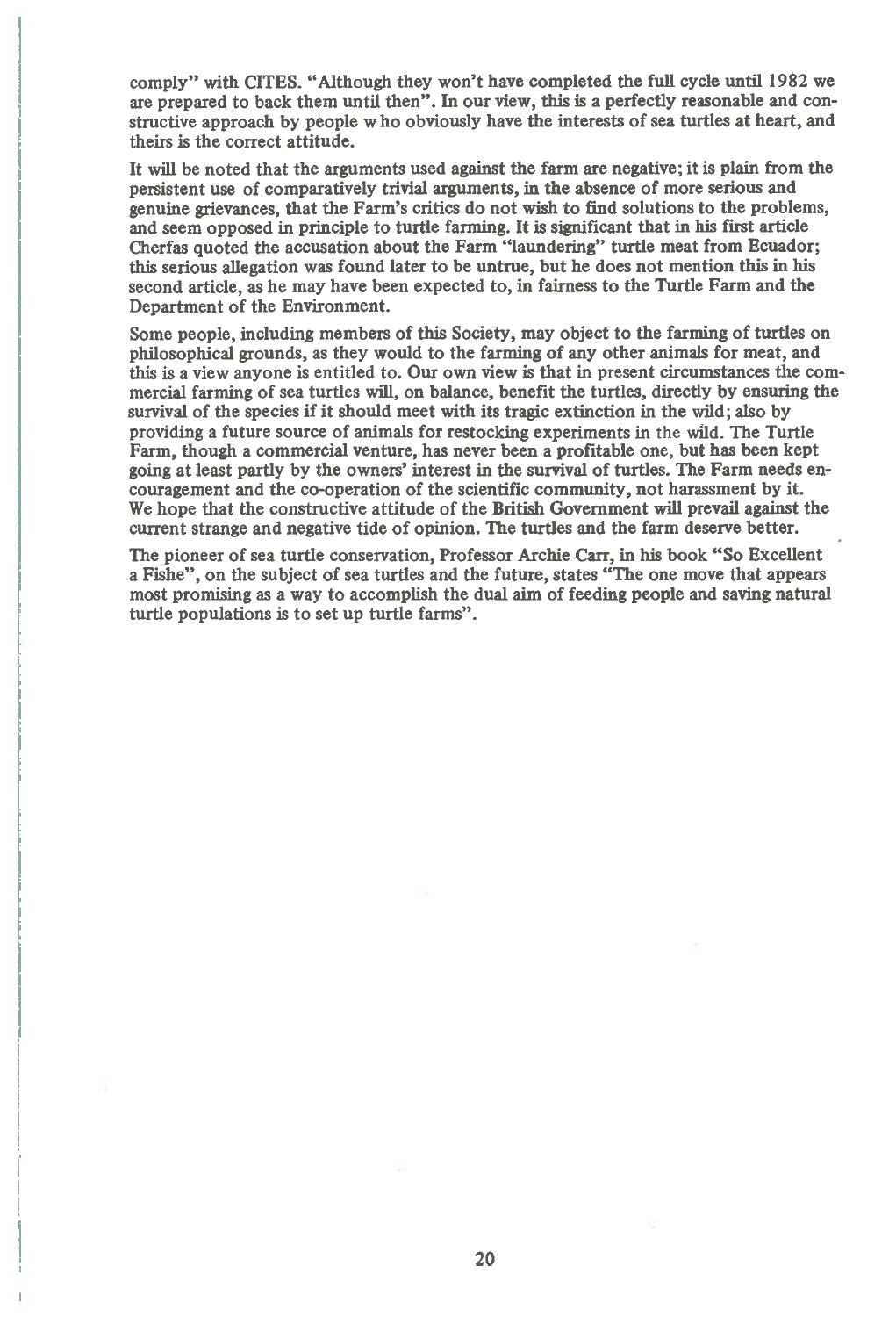comply" with CITES. "Although they won't have completed the full cycle until 1982 we are prepared to back them until then". In our view, this is a perfectly reasonable and constructive approach by people who obviously have the interests of sea turtles at heart, and theirs is the correct attitude.

It will be noted that the arguments used against the farm are negative; it is plain from the persistent use of comparatively trivial arguments, in the absence of more serious and genuine grievances, that the Farm's critics do not wish to find solutions to the problems, and seem opposed in principle to turtle farming. It is significant that in his first article Cherfas quoted the accusation about the Farm "laundering" turtle meat from Ecuador; this serious allegation was found later to be untrue, but he does not mention this in his second article, as he may have been expected to, in fairness to the Turtle Farm and the Department of the Environment.

Some people, including members of this Society, may object to the farming of turtles on philosophical grounds, as they would to the farming of any other animals for meat, and this is a view anyone is entitled to. Our own view is that in present circumstances the commercial farming of sea turtles will, on balance, benefit the turtles, directly by ensuring the survival of the species if it should meet with its tragic extinction in the wild; also by providing a future source of animals for restocking experiments in the wild. The Turtle Farm, though a commercial venture, has never been a profitable one, but has been kept going at least partly by the owners' interest in the survival of turtles. The Farm needs encouragement and the co-operation of the scientific community, not harassment by it. We hope that the constructive attitude of the British Government will prevail against the current strange and negative tide of opinion. The turtles and the farm deserve better.

The pioneer of sea turtle conservation, Professor Archie Carr, in his book "So Excellent a Fishe", on the subject of sea turtles and the future, states "The one move that appears most promising as a way to accomplish the dual aim of feeding people and saving natural turtle populations is to set up turtle farms".